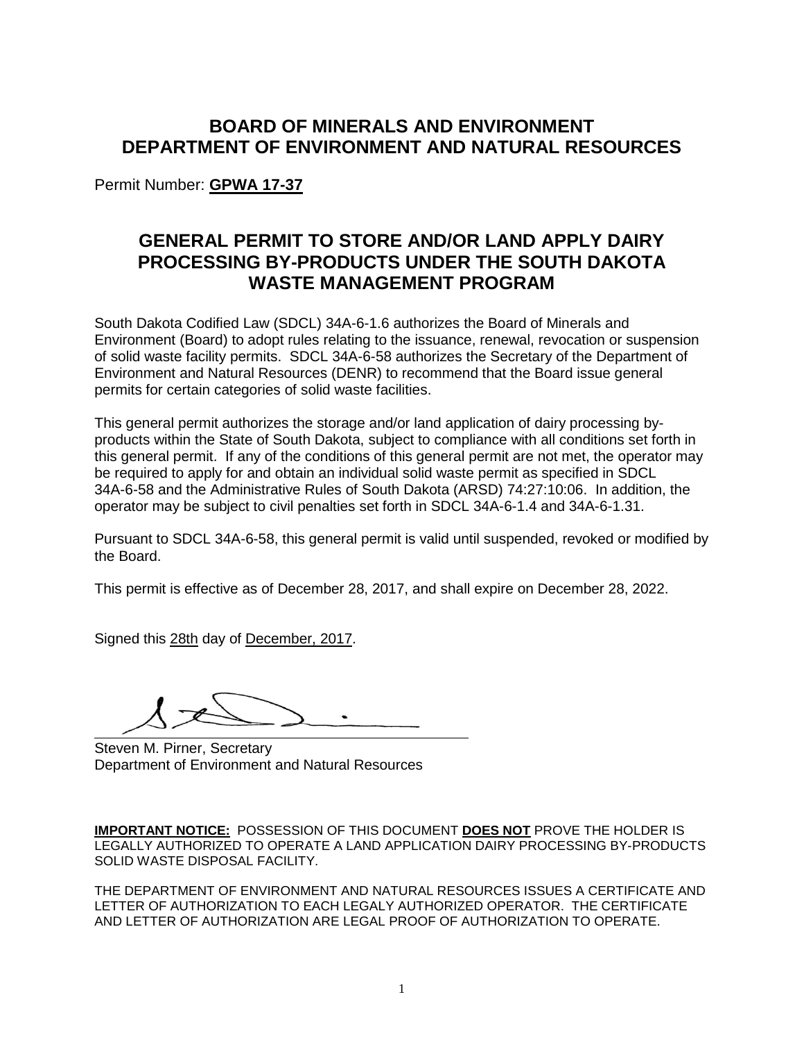# BOARD OF MINERALS AND ENVIRONMENT
# DEPARTMENT OF ENVIRONMENT AND NATURAL RESOURCES

Permit Number: **GPWA 17-37**

## GENERAL PERMIT TO STORE AND/OR LAND APPLY DAIRY PROCESSING BY-PRODUCTS UNDER THE SOUTH DAKOTA WASTE MANAGEMENT PROGRAM

South Dakota Codified Law (SDCL) 34A-6-1.6 authorizes the Board of Minerals and Environment (Board) to adopt rules relating to the issuance, renewal, revocation or suspension of solid waste facility permits. SDCL 34A-6-58 authorizes the Secretary of the Department of Environment and Natural Resources (DENR) to recommend that the Board issue general permits for certain categories of solid waste facilities.

This general permit authorizes the storage and/or land application of dairy processing by-products within the State of South Dakota, subject to compliance with all conditions set forth in this general permit. If any of the conditions of this general permit are not met, the operator may be required to apply for and obtain an individual solid waste permit as specified in SDCL 34A-6-58 and the Administrative Rules of South Dakota (ARSD) 74:27:10:06. In addition, the operator may be subject to civil penalties set forth in SDCL 34A-6-1.4 and 34A-6-1.31.

Pursuant to SDCL 34A-6-58, this general permit is valid until suspended, revoked or modified by the Board.

This permit is effective as of December 28, 2017, and shall expire on December 28, 2022.

Signed this 28th day of December, 2017.

Steven M. Pirner, Secretary
Department of Environment and Natural Resources

**IMPORTANT NOTICE:** POSSESSION OF THIS DOCUMENT **DOES NOT** PROVE THE HOLDER IS LEGALLY AUTHORIZED TO OPERATE A LAND APPLICATION DAIRY PROCESSING BY-PRODUCTS SOLID WASTE DISPOSAL FACILITY.

THE DEPARTMENT OF ENVIRONMENT AND NATURAL RESOURCES ISSUES A CERTIFICATE AND LETTER OF AUTHORIZATION TO EACH LEGALY AUTHORIZED OPERATOR. THE CERTIFICATE AND LETTER OF AUTHORIZATION ARE LEGAL PROOF OF AUTHORIZATION TO OPERATE.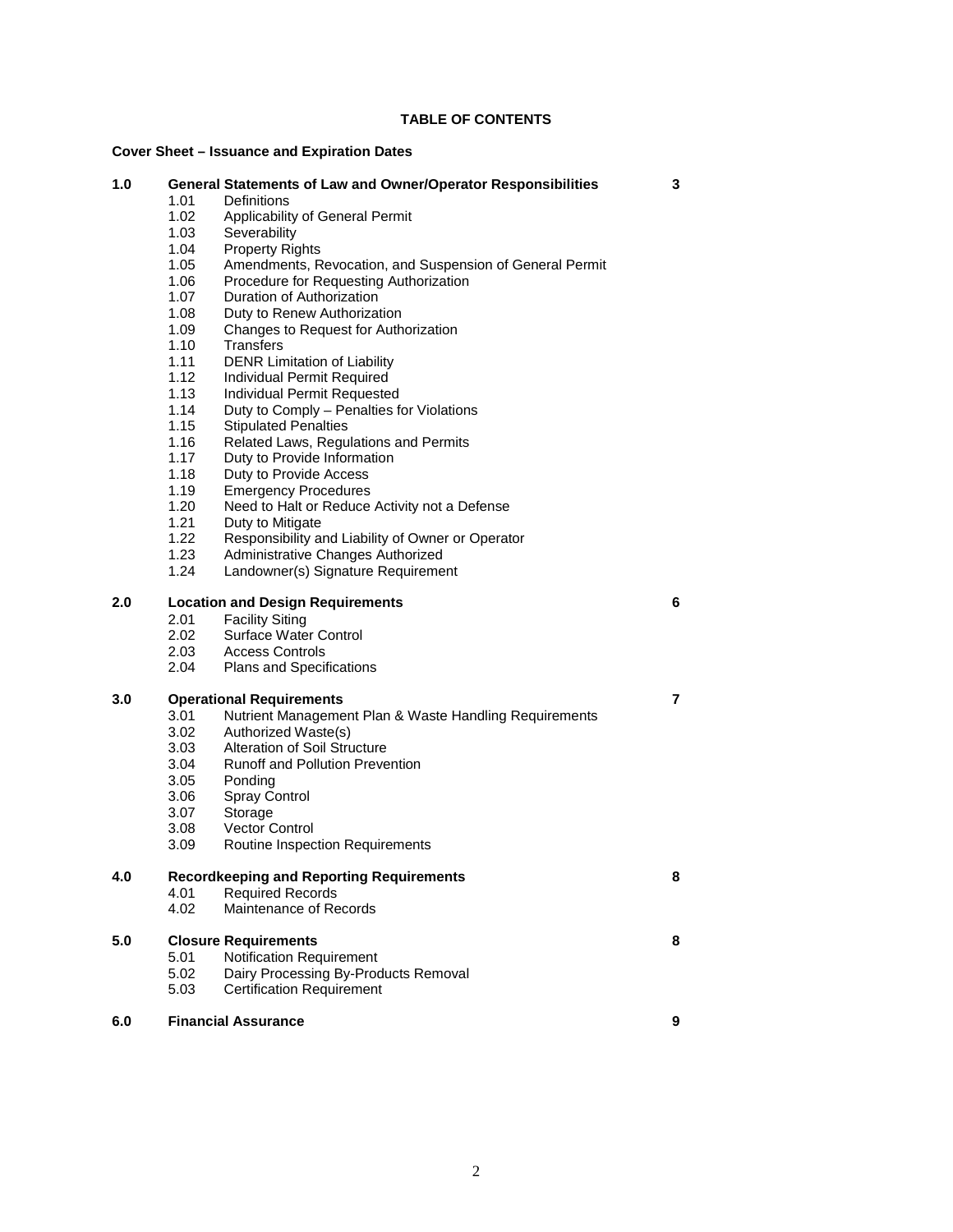**TABLE OF CONTENTS**

**Cover Sheet – Issuance and Expiration Dates**

| | | | |
|---|---|---|---|
| **1.0** | **General Statements of Law and Owner/Operator Responsibilities** | | **3** |
| | 1.01 | Definitions | |
| | 1.02 | Applicability of General Permit | |
| | 1.03 | Severability | |
| | 1.04 | Property Rights | |
| | 1.05 | Amendments, Revocation, and Suspension of General Permit | |
| | 1.06 | Procedure for Requesting Authorization | |
| | 1.07 | Duration of Authorization | |
| | 1.08 | Duty to Renew Authorization | |
| | 1.09 | Changes to Request for Authorization | |
| | 1.10 | Transfers | |
| | 1.11 | DENR Limitation of Liability | |
| | 1.12 | Individual Permit Required | |
| | 1.13 | Individual Permit Requested | |
| | 1.14 | Duty to Comply – Penalties for Violations | |
| | 1.15 | Stipulated Penalties | |
| | 1.16 | Related Laws, Regulations and Permits | |
| | 1.17 | Duty to Provide Information | |
| | 1.18 | Duty to Provide Access | |
| | 1.19 | Emergency Procedures | |
| | 1.20 | Need to Halt or Reduce Activity not a Defense | |
| | 1.21 | Duty to Mitigate | |
| | 1.22 | Responsibility and Liability of Owner or Operator | |
| | 1.23 | Administrative Changes Authorized | |
| | 1.24 | Landowner(s) Signature Requirement | |
| **2.0** | **Location and Design Requirements** | | **6** |
| | 2.01 | Facility Siting | |
| | 2.02 | Surface Water Control | |
| | 2.03 | Access Controls | |
| | 2.04 | Plans and Specifications | |
| **3.0** | **Operational Requirements** | | **7** |
| | 3.01 | Nutrient Management Plan & Waste Handling Requirements | |
| | 3.02 | Authorized Waste(s) | |
| | 3.03 | Alteration of Soil Structure | |
| | 3.04 | Runoff and Pollution Prevention | |
| | 3.05 | Ponding | |
| | 3.06 | Spray Control | |
| | 3.07 | Storage | |
| | 3.08 | Vector Control | |
| | 3.09 | Routine Inspection Requirements | |
| **4.0** | **Recordkeeping and Reporting Requirements** | | **8** |
| | 4.01 | Required Records | |
| | 4.02 | Maintenance of Records | |
| **5.0** | **Closure Requirements** | | **8** |
| | 5.01 | Notification Requirement | |
| | 5.02 | Dairy Processing By-Products Removal | |
| | 5.03 | Certification Requirement | |
| **6.0** | **Financial Assurance** | | **9** |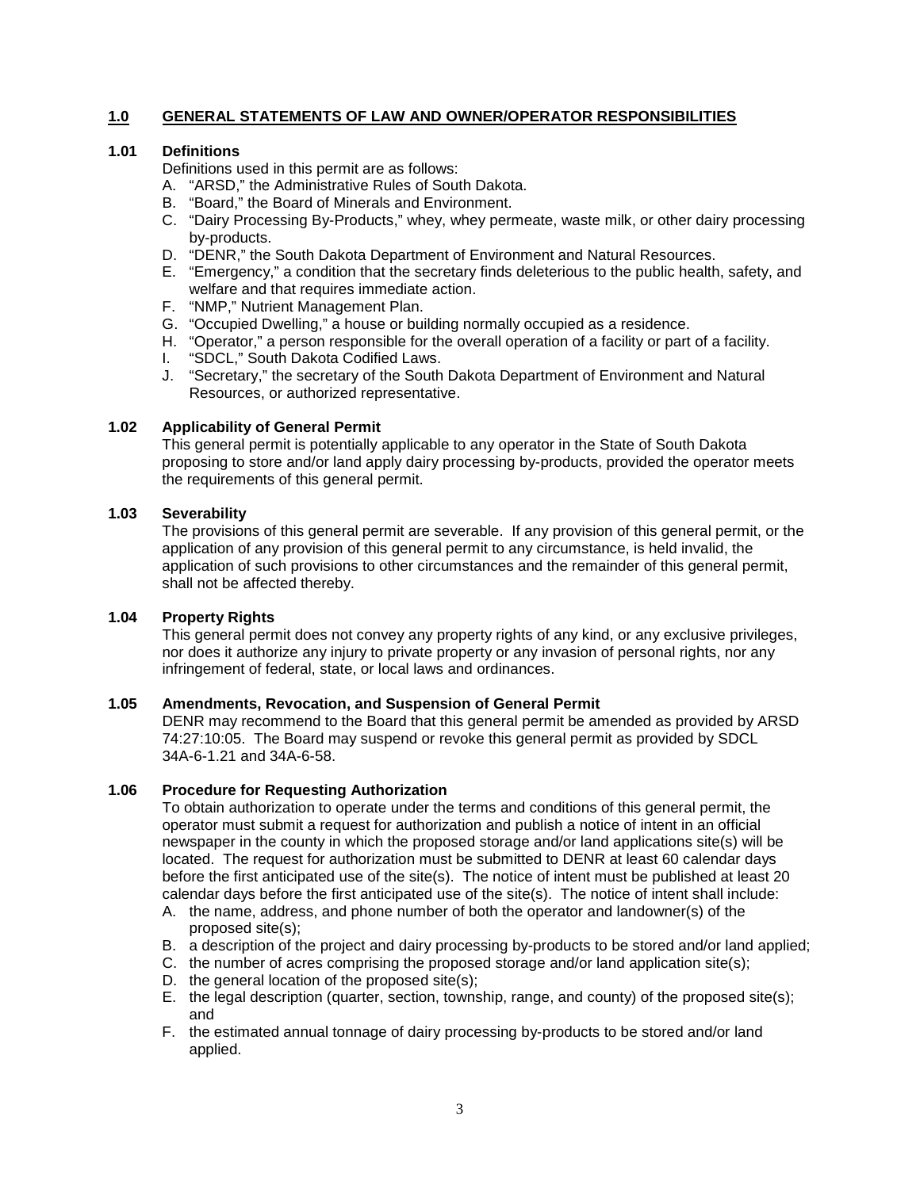## 1.0 GENERAL STATEMENTS OF LAW AND OWNER/OPERATOR RESPONSIBILITIES

### 1.01 Definitions

Definitions used in this permit are as follows:

A. "ARSD," the Administrative Rules of South Dakota.
B. "Board," the Board of Minerals and Environment.
C. "Dairy Processing By-Products," whey, whey permeate, waste milk, or other dairy processing by-products.
D. "DENR," the South Dakota Department of Environment and Natural Resources.
E. "Emergency," a condition that the secretary finds deleterious to the public health, safety, and welfare and that requires immediate action.
F. "NMP," Nutrient Management Plan.
G. "Occupied Dwelling," a house or building normally occupied as a residence.
H. "Operator," a person responsible for the overall operation of a facility or part of a facility.
I. "SDCL," South Dakota Codified Laws.
J. "Secretary," the secretary of the South Dakota Department of Environment and Natural Resources, or authorized representative.

### 1.02 Applicability of General Permit

This general permit is potentially applicable to any operator in the State of South Dakota proposing to store and/or land apply dairy processing by-products, provided the operator meets the requirements of this general permit.

### 1.03 Severability

The provisions of this general permit are severable. If any provision of this general permit, or the application of any provision of this general permit to any circumstance, is held invalid, the application of such provisions to other circumstances and the remainder of this general permit, shall not be affected thereby.

### 1.04 Property Rights

This general permit does not convey any property rights of any kind, or any exclusive privileges, nor does it authorize any injury to private property or any invasion of personal rights, nor any infringement of federal, state, or local laws and ordinances.

### 1.05 Amendments, Revocation, and Suspension of General Permit

DENR may recommend to the Board that this general permit be amended as provided by ARSD 74:27:10:05. The Board may suspend or revoke this general permit as provided by SDCL 34A-6-1.21 and 34A-6-58.

### 1.06 Procedure for Requesting Authorization

To obtain authorization to operate under the terms and conditions of this general permit, the operator must submit a request for authorization and publish a notice of intent in an official newspaper in the county in which the proposed storage and/or land applications site(s) will be located. The request for authorization must be submitted to DENR at least 60 calendar days before the first anticipated use of the site(s). The notice of intent must be published at least 20 calendar days before the first anticipated use of the site(s). The notice of intent shall include:

A. the name, address, and phone number of both the operator and landowner(s) of the proposed site(s);
B. a description of the project and dairy processing by-products to be stored and/or land applied;
C. the number of acres comprising the proposed storage and/or land application site(s);
D. the general location of the proposed site(s);
E. the legal description (quarter, section, township, range, and county) of the proposed site(s); and
F. the estimated annual tonnage of dairy processing by-products to be stored and/or land applied.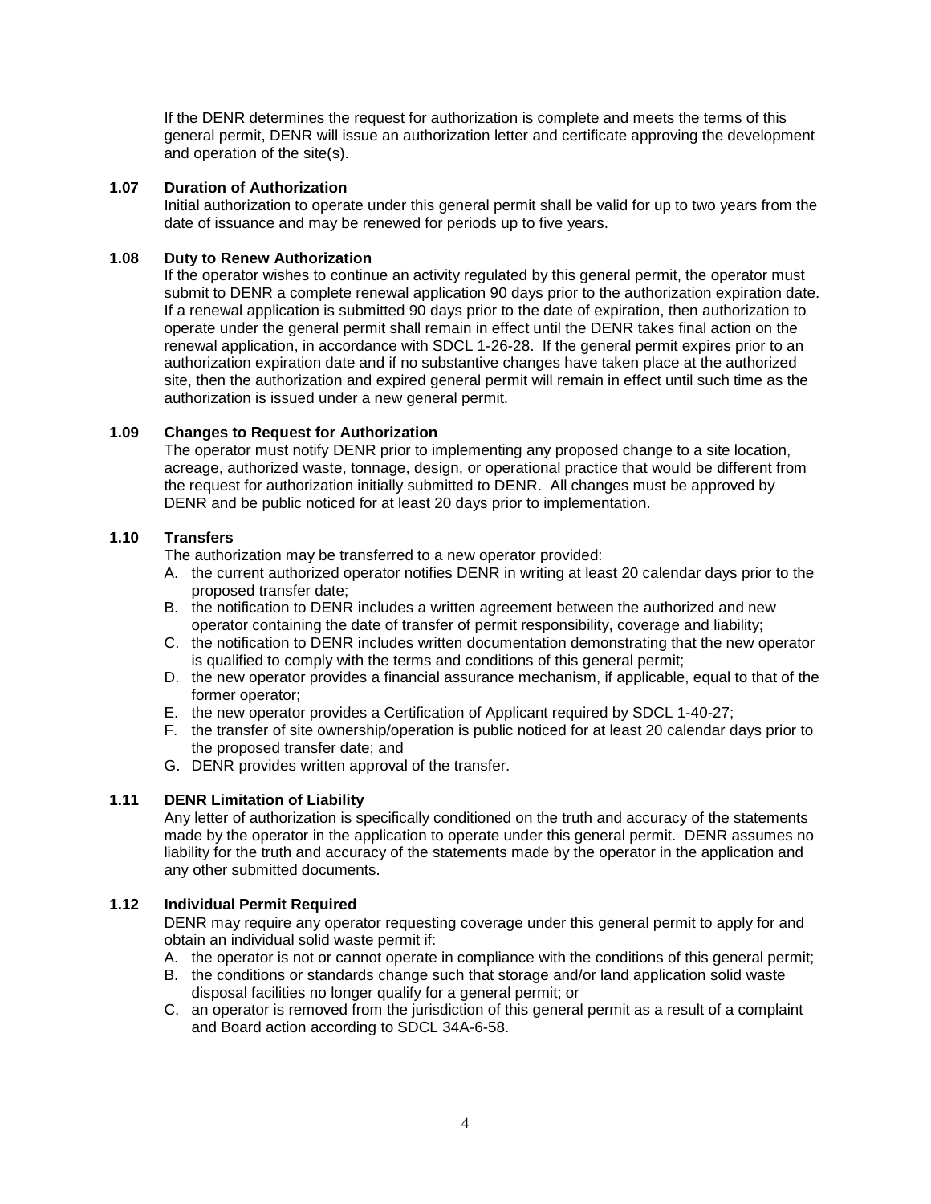If the DENR determines the request for authorization is complete and meets the terms of this general permit, DENR will issue an authorization letter and certificate approving the development and operation of the site(s).

**1.07 Duration of Authorization**

Initial authorization to operate under this general permit shall be valid for up to two years from the date of issuance and may be renewed for periods up to five years.

**1.08 Duty to Renew Authorization**

If the operator wishes to continue an activity regulated by this general permit, the operator must submit to DENR a complete renewal application 90 days prior to the authorization expiration date. If a renewal application is submitted 90 days prior to the date of expiration, then authorization to operate under the general permit shall remain in effect until the DENR takes final action on the renewal application, in accordance with SDCL 1-26-28. If the general permit expires prior to an authorization expiration date and if no substantive changes have taken place at the authorized site, then the authorization and expired general permit will remain in effect until such time as the authorization is issued under a new general permit.

**1.09 Changes to Request for Authorization**

The operator must notify DENR prior to implementing any proposed change to a site location, acreage, authorized waste, tonnage, design, or operational practice that would be different from the request for authorization initially submitted to DENR. All changes must be approved by DENR and be public noticed for at least 20 days prior to implementation.

**1.10 Transfers**

The authorization may be transferred to a new operator provided:

A. the current authorized operator notifies DENR in writing at least 20 calendar days prior to the proposed transfer date;
B. the notification to DENR includes a written agreement between the authorized and new operator containing the date of transfer of permit responsibility, coverage and liability;
C. the notification to DENR includes written documentation demonstrating that the new operator is qualified to comply with the terms and conditions of this general permit;
D. the new operator provides a financial assurance mechanism, if applicable, equal to that of the former operator;
E. the new operator provides a Certification of Applicant required by SDCL 1-40-27;
F. the transfer of site ownership/operation is public noticed for at least 20 calendar days prior to the proposed transfer date; and
G. DENR provides written approval of the transfer.

**1.11 DENR Limitation of Liability**

Any letter of authorization is specifically conditioned on the truth and accuracy of the statements made by the operator in the application to operate under this general permit. DENR assumes no liability for the truth and accuracy of the statements made by the operator in the application and any other submitted documents.

**1.12 Individual Permit Required**

DENR may require any operator requesting coverage under this general permit to apply for and obtain an individual solid waste permit if:

A. the operator is not or cannot operate in compliance with the conditions of this general permit;
B. the conditions or standards change such that storage and/or land application solid waste disposal facilities no longer qualify for a general permit; or
C. an operator is removed from the jurisdiction of this general permit as a result of a complaint and Board action according to SDCL 34A-6-58.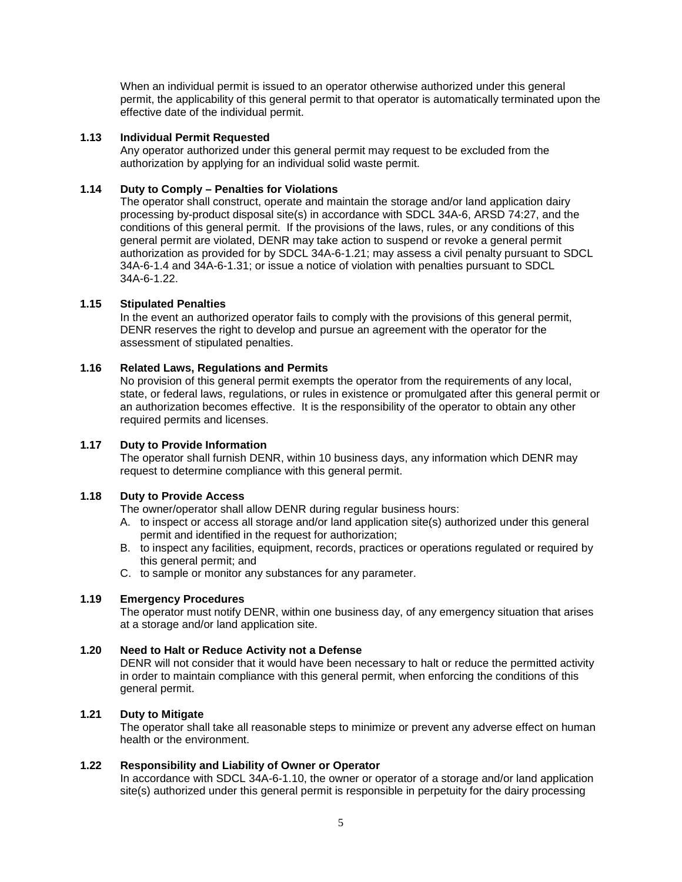When an individual permit is issued to an operator otherwise authorized under this general permit, the applicability of this general permit to that operator is automatically terminated upon the effective date of the individual permit.

### 1.13 Individual Permit Requested

Any operator authorized under this general permit may request to be excluded from the authorization by applying for an individual solid waste permit.

### 1.14 Duty to Comply – Penalties for Violations

The operator shall construct, operate and maintain the storage and/or land application dairy processing by-product disposal site(s) in accordance with SDCL 34A-6, ARSD 74:27, and the conditions of this general permit. If the provisions of the laws, rules, or any conditions of this general permit are violated, DENR may take action to suspend or revoke a general permit authorization as provided for by SDCL 34A-6-1.21; may assess a civil penalty pursuant to SDCL 34A-6-1.4 and 34A-6-1.31; or issue a notice of violation with penalties pursuant to SDCL 34A-6-1.22.

### 1.15 Stipulated Penalties

In the event an authorized operator fails to comply with the provisions of this general permit, DENR reserves the right to develop and pursue an agreement with the operator for the assessment of stipulated penalties.

### 1.16 Related Laws, Regulations and Permits

No provision of this general permit exempts the operator from the requirements of any local, state, or federal laws, regulations, or rules in existence or promulgated after this general permit or an authorization becomes effective. It is the responsibility of the operator to obtain any other required permits and licenses.

### 1.17 Duty to Provide Information

The operator shall furnish DENR, within 10 business days, any information which DENR may request to determine compliance with this general permit.

### 1.18 Duty to Provide Access

The owner/operator shall allow DENR during regular business hours:

A. to inspect or access all storage and/or land application site(s) authorized under this general permit and identified in the request for authorization;
B. to inspect any facilities, equipment, records, practices or operations regulated or required by this general permit; and
C. to sample or monitor any substances for any parameter.

### 1.19 Emergency Procedures

The operator must notify DENR, within one business day, of any emergency situation that arises at a storage and/or land application site.

### 1.20 Need to Halt or Reduce Activity not a Defense

DENR will not consider that it would have been necessary to halt or reduce the permitted activity in order to maintain compliance with this general permit, when enforcing the conditions of this general permit.

### 1.21 Duty to Mitigate

The operator shall take all reasonable steps to minimize or prevent any adverse effect on human health or the environment.

### 1.22 Responsibility and Liability of Owner or Operator

In accordance with SDCL 34A-6-1.10, the owner or operator of a storage and/or land application site(s) authorized under this general permit is responsible in perpetuity for the dairy processing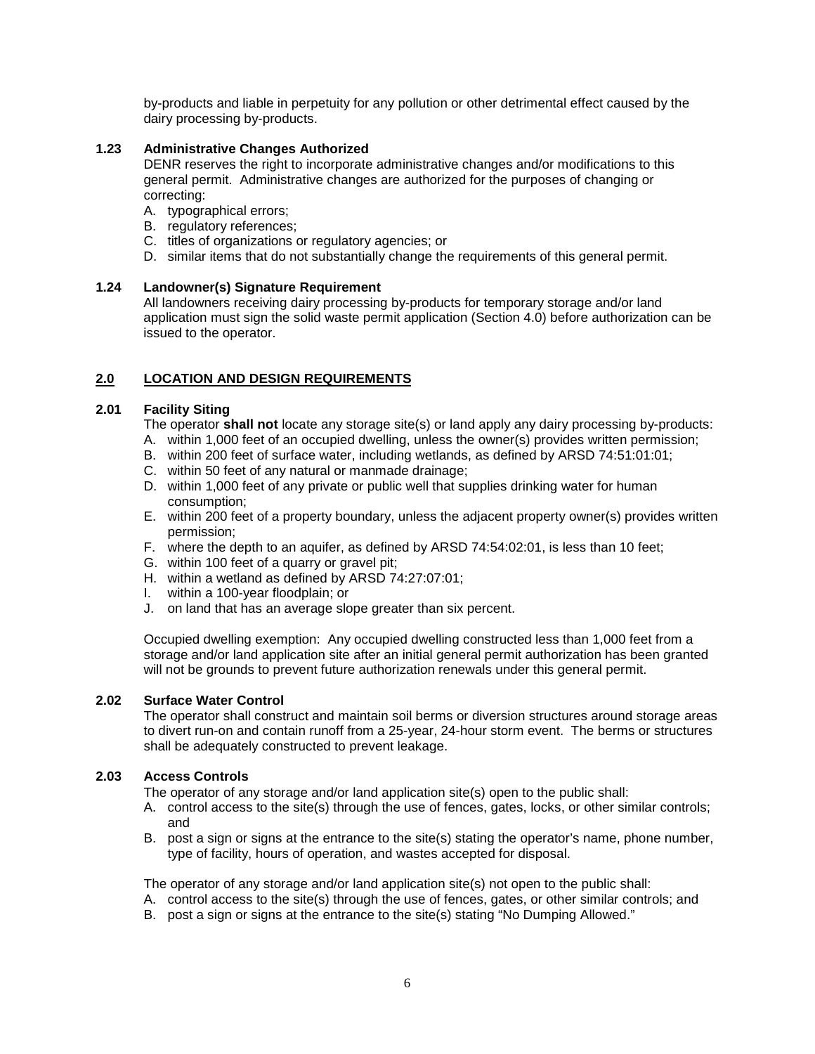by-products and liable in perpetuity for any pollution or other detrimental effect caused by the dairy processing by-products.

### 1.23 Administrative Changes Authorized

DENR reserves the right to incorporate administrative changes and/or modifications to this general permit. Administrative changes are authorized for the purposes of changing or correcting:

A. typographical errors;
B. regulatory references;
C. titles of organizations or regulatory agencies; or
D. similar items that do not substantially change the requirements of this general permit.

### 1.24 Landowner(s) Signature Requirement

All landowners receiving dairy processing by-products for temporary storage and/or land application must sign the solid waste permit application (Section 4.0) before authorization can be issued to the operator.

## 2.0 LOCATION AND DESIGN REQUIREMENTS

### 2.01 Facility Siting

The operator **shall not** locate any storage site(s) or land apply any dairy processing by-products:

A. within 1,000 feet of an occupied dwelling, unless the owner(s) provides written permission;
B. within 200 feet of surface water, including wetlands, as defined by ARSD 74:51:01:01;
C. within 50 feet of any natural or manmade drainage;
D. within 1,000 feet of any private or public well that supplies drinking water for human consumption;
E. within 200 feet of a property boundary, unless the adjacent property owner(s) provides written permission;
F. where the depth to an aquifer, as defined by ARSD 74:54:02:01, is less than 10 feet;
G. within 100 feet of a quarry or gravel pit;
H. within a wetland as defined by ARSD 74:27:07:01;
I. within a 100-year floodplain; or
J. on land that has an average slope greater than six percent.

Occupied dwelling exemption: Any occupied dwelling constructed less than 1,000 feet from a storage and/or land application site after an initial general permit authorization has been granted will not be grounds to prevent future authorization renewals under this general permit.

### 2.02 Surface Water Control

The operator shall construct and maintain soil berms or diversion structures around storage areas to divert run-on and contain runoff from a 25-year, 24-hour storm event. The berms or structures shall be adequately constructed to prevent leakage.

### 2.03 Access Controls

The operator of any storage and/or land application site(s) open to the public shall:

A. control access to the site(s) through the use of fences, gates, locks, or other similar controls; and
B. post a sign or signs at the entrance to the site(s) stating the operator's name, phone number, type of facility, hours of operation, and wastes accepted for disposal.

The operator of any storage and/or land application site(s) not open to the public shall:

A. control access to the site(s) through the use of fences, gates, or other similar controls; and
B. post a sign or signs at the entrance to the site(s) stating "No Dumping Allowed."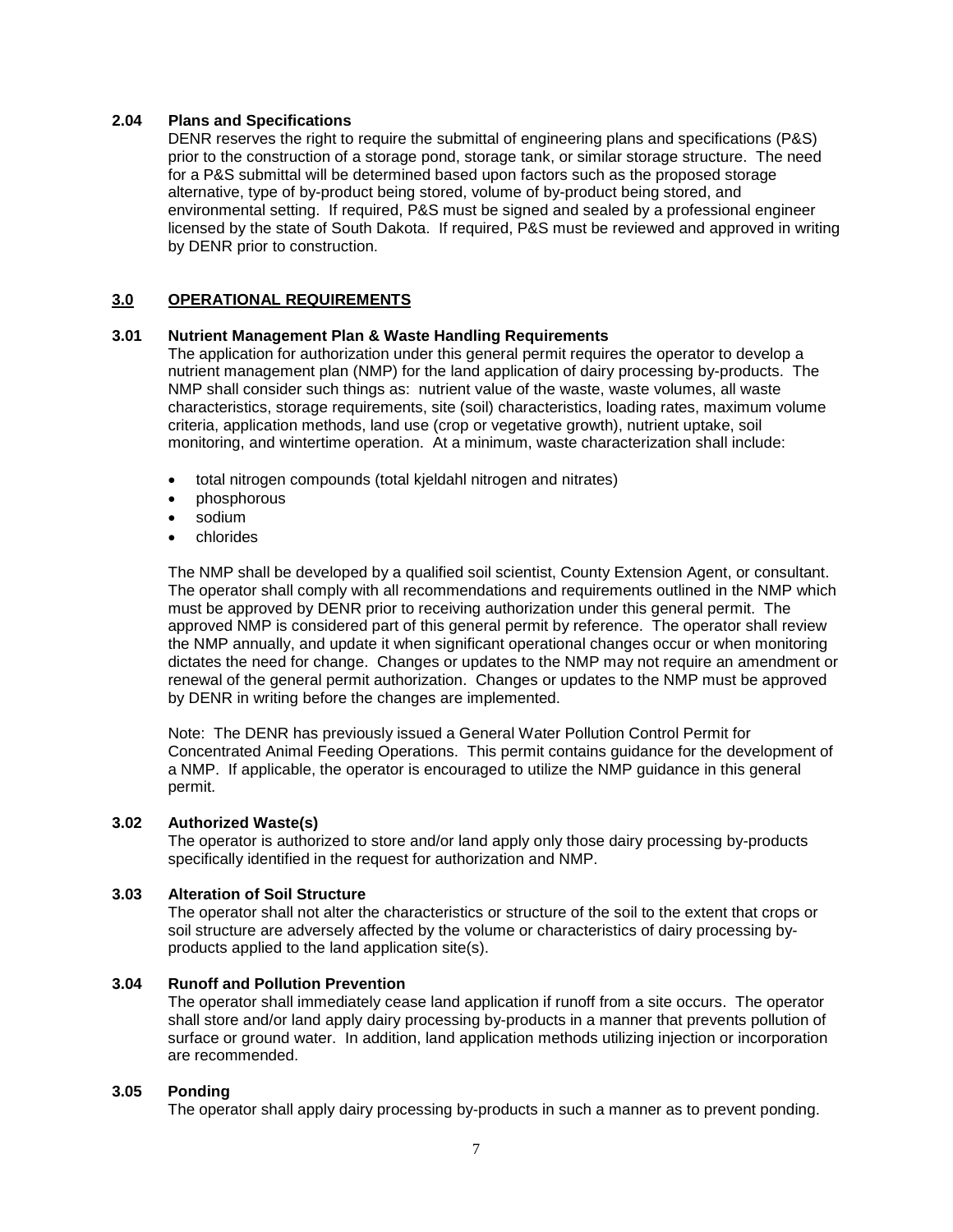### 2.04 Plans and Specifications

DENR reserves the right to require the submittal of engineering plans and specifications (P&S) prior to the construction of a storage pond, storage tank, or similar storage structure. The need for a P&S submittal will be determined based upon factors such as the proposed storage alternative, type of by-product being stored, volume of by-product being stored, and environmental setting. If required, P&S must be signed and sealed by a professional engineer licensed by the state of South Dakota. If required, P&S must be reviewed and approved in writing by DENR prior to construction.

## 3.0 OPERATIONAL REQUIREMENTS

### 3.01 Nutrient Management Plan & Waste Handling Requirements

The application for authorization under this general permit requires the operator to develop a nutrient management plan (NMP) for the land application of dairy processing by-products. The NMP shall consider such things as: nutrient value of the waste, waste volumes, all waste characteristics, storage requirements, site (soil) characteristics, loading rates, maximum volume criteria, application methods, land use (crop or vegetative growth), nutrient uptake, soil monitoring, and wintertime operation. At a minimum, waste characterization shall include:

- total nitrogen compounds (total kjeldahl nitrogen and nitrates)
- phosphorous
- sodium
- chlorides

The NMP shall be developed by a qualified soil scientist, County Extension Agent, or consultant. The operator shall comply with all recommendations and requirements outlined in the NMP which must be approved by DENR prior to receiving authorization under this general permit. The approved NMP is considered part of this general permit by reference. The operator shall review the NMP annually, and update it when significant operational changes occur or when monitoring dictates the need for change. Changes or updates to the NMP may not require an amendment or renewal of the general permit authorization. Changes or updates to the NMP must be approved by DENR in writing before the changes are implemented.

Note: The DENR has previously issued a General Water Pollution Control Permit for Concentrated Animal Feeding Operations. This permit contains guidance for the development of a NMP. If applicable, the operator is encouraged to utilize the NMP guidance in this general permit.

### 3.02 Authorized Waste(s)

The operator is authorized to store and/or land apply only those dairy processing by-products specifically identified in the request for authorization and NMP.

### 3.03 Alteration of Soil Structure

The operator shall not alter the characteristics or structure of the soil to the extent that crops or soil structure are adversely affected by the volume or characteristics of dairy processing by-products applied to the land application site(s).

### 3.04 Runoff and Pollution Prevention

The operator shall immediately cease land application if runoff from a site occurs. The operator shall store and/or land apply dairy processing by-products in a manner that prevents pollution of surface or ground water. In addition, land application methods utilizing injection or incorporation are recommended.

### 3.05 Ponding

The operator shall apply dairy processing by-products in such a manner as to prevent ponding.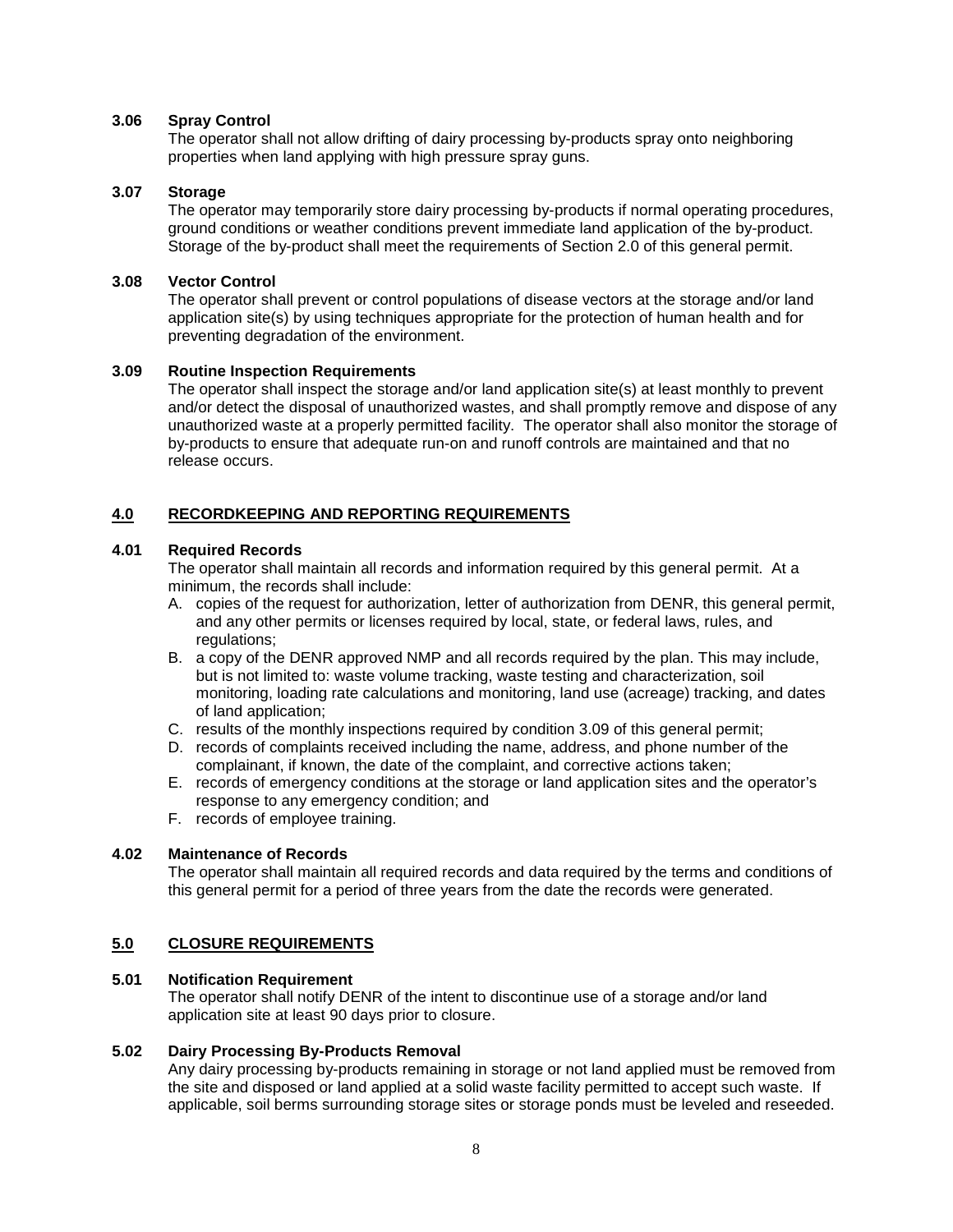### 3.06 Spray Control

The operator shall not allow drifting of dairy processing by-products spray onto neighboring properties when land applying with high pressure spray guns.

### 3.07 Storage

The operator may temporarily store dairy processing by-products if normal operating procedures, ground conditions or weather conditions prevent immediate land application of the by-product. Storage of the by-product shall meet the requirements of Section 2.0 of this general permit.

### 3.08 Vector Control

The operator shall prevent or control populations of disease vectors at the storage and/or land application site(s) by using techniques appropriate for the protection of human health and for preventing degradation of the environment.

### 3.09 Routine Inspection Requirements

The operator shall inspect the storage and/or land application site(s) at least monthly to prevent and/or detect the disposal of unauthorized wastes, and shall promptly remove and dispose of any unauthorized waste at a properly permitted facility. The operator shall also monitor the storage of by-products to ensure that adequate run-on and runoff controls are maintained and that no release occurs.

## 4.0 RECORDKEEPING AND REPORTING REQUIREMENTS

### 4.01 Required Records

The operator shall maintain all records and information required by this general permit. At a minimum, the records shall include:

A. copies of the request for authorization, letter of authorization from DENR, this general permit, and any other permits or licenses required by local, state, or federal laws, rules, and regulations;
B. a copy of the DENR approved NMP and all records required by the plan. This may include, but is not limited to: waste volume tracking, waste testing and characterization, soil monitoring, loading rate calculations and monitoring, land use (acreage) tracking, and dates of land application;
C. results of the monthly inspections required by condition 3.09 of this general permit;
D. records of complaints received including the name, address, and phone number of the complainant, if known, the date of the complaint, and corrective actions taken;
E. records of emergency conditions at the storage or land application sites and the operator's response to any emergency condition; and
F. records of employee training.

### 4.02 Maintenance of Records

The operator shall maintain all required records and data required by the terms and conditions of this general permit for a period of three years from the date the records were generated.

## 5.0 CLOSURE REQUIREMENTS

### 5.01 Notification Requirement

The operator shall notify DENR of the intent to discontinue use of a storage and/or land application site at least 90 days prior to closure.

### 5.02 Dairy Processing By-Products Removal

Any dairy processing by-products remaining in storage or not land applied must be removed from the site and disposed or land applied at a solid waste facility permitted to accept such waste. If applicable, soil berms surrounding storage sites or storage ponds must be leveled and reseeded.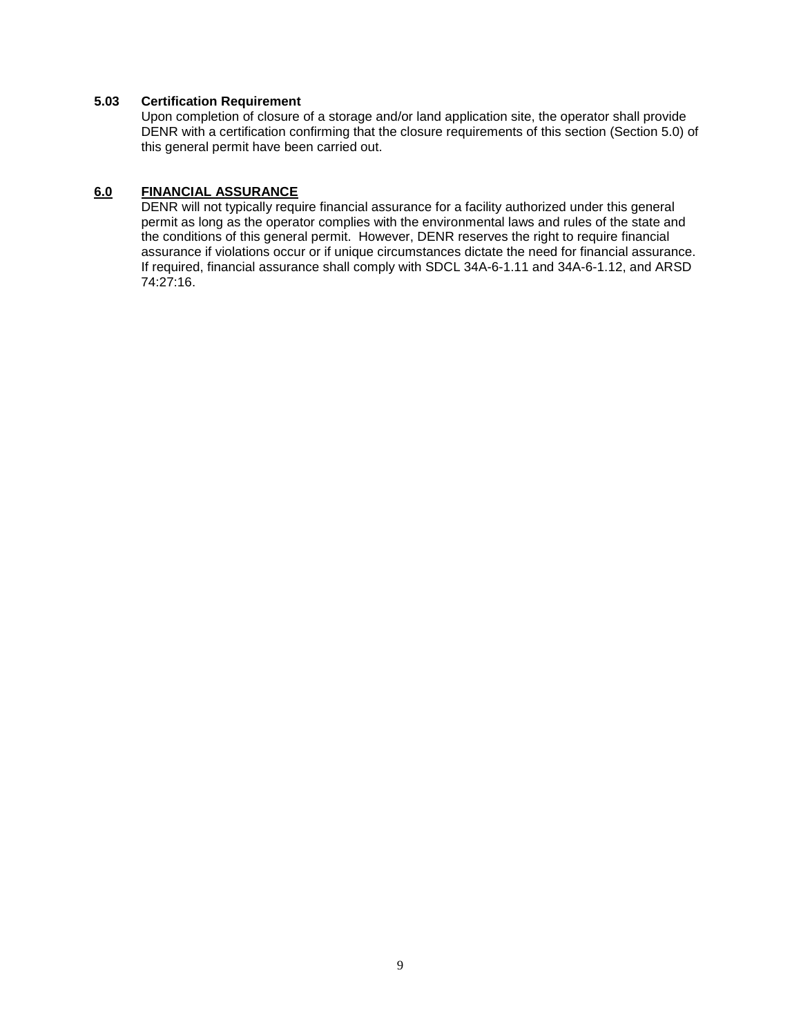**5.03 Certification Requirement**

Upon completion of closure of a storage and/or land application site, the operator shall provide DENR with a certification confirming that the closure requirements of this section (Section 5.0) of this general permit have been carried out.

## **6.0 FINANCIAL ASSURANCE**

DENR will not typically require financial assurance for a facility authorized under this general permit as long as the operator complies with the environmental laws and rules of the state and the conditions of this general permit. However, DENR reserves the right to require financial assurance if violations occur or if unique circumstances dictate the need for financial assurance. If required, financial assurance shall comply with SDCL 34A-6-1.11 and 34A-6-1.12, and ARSD 74:27:16.